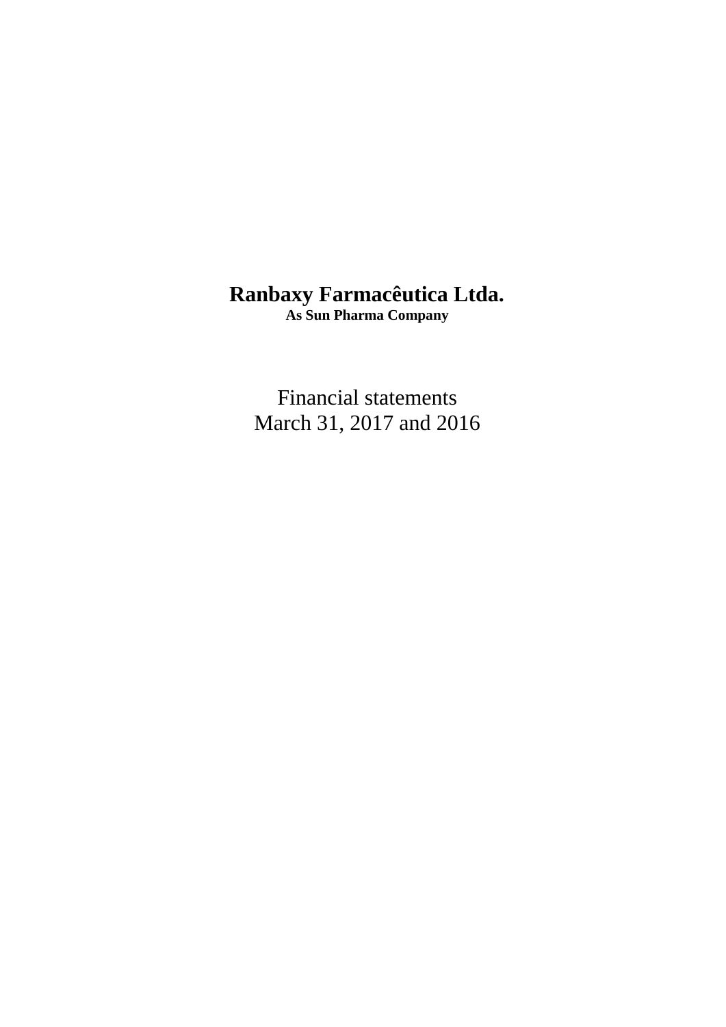# Ranbaxy Farmacêutica Ltda.

**As Sun Pharma Company**

Financial statements
March 31, 2017 and 2016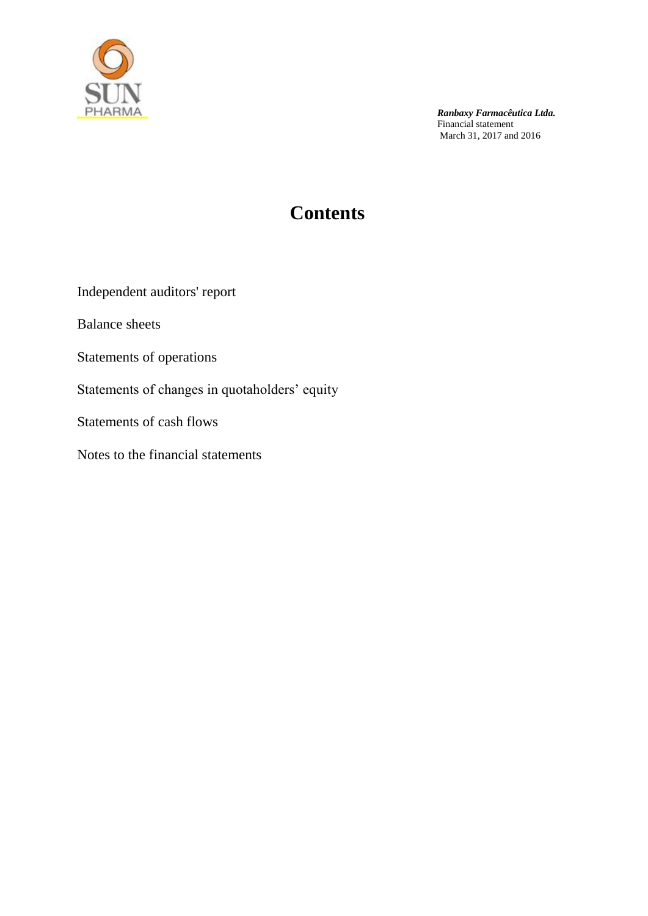*Ranbaxy Farmacêutica Ltda.*
Financial statement
March 31, 2017 and 2016

# Contents

Independent auditors' report

Balance sheets

Statements of operations

Statements of changes in quotaholders' equity

Statements of cash flows

Notes to the financial statements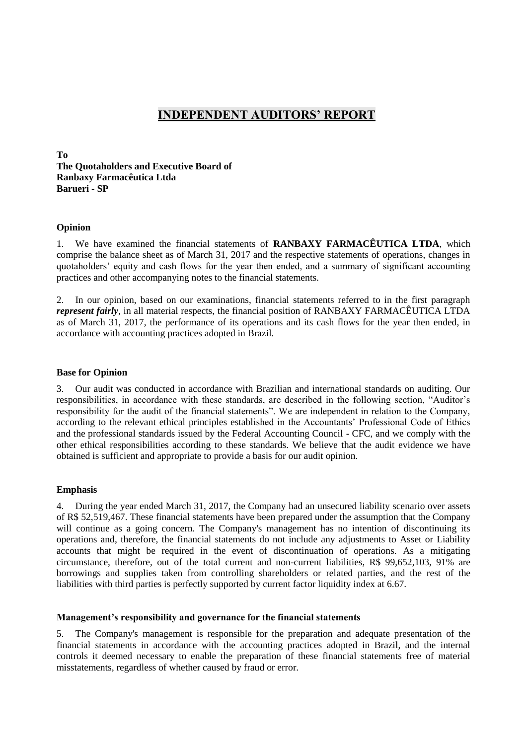# INDEPENDENT AUDITORS' REPORT

**To**
**The Quotaholders and Executive Board of**
**Ranbaxy Farmacêutica Ltda**
**Barueri - SP**

### Opinion

1. We have examined the financial statements of **RANBAXY FARMACÊUTICA LTDA**, which comprise the balance sheet as of March 31, 2017 and the respective statements of operations, changes in quotaholders' equity and cash flows for the year then ended, and a summary of significant accounting practices and other accompanying notes to the financial statements.

2. In our opinion, based on our examinations, financial statements referred to in the first paragraph ***represent fairly***, in all material respects, the financial position of RANBAXY FARMACÊUTICA LTDA as of March 31, 2017, the performance of its operations and its cash flows for the year then ended, in accordance with accounting practices adopted in Brazil.

### Base for Opinion

3. Our audit was conducted in accordance with Brazilian and international standards on auditing. Our responsibilities, in accordance with these standards, are described in the following section, "Auditor's responsibility for the audit of the financial statements". We are independent in relation to the Company, according to the relevant ethical principles established in the Accountants' Professional Code of Ethics and the professional standards issued by the Federal Accounting Council - CFC, and we comply with the other ethical responsibilities according to these standards. We believe that the audit evidence we have obtained is sufficient and appropriate to provide a basis for our audit opinion.

### Emphasis

4. During the year ended March 31, 2017, the Company had an unsecured liability scenario over assets of R$ 52,519,467. These financial statements have been prepared under the assumption that the Company will continue as a going concern. The Company's management has no intention of discontinuing its operations and, therefore, the financial statements do not include any adjustments to Asset or Liability accounts that might be required in the event of discontinuation of operations. As a mitigating circumstance, therefore, out of the total current and non-current liabilities, R$ 99,652,103, 91% are borrowings and supplies taken from controlling shareholders or related parties, and the rest of the liabilities with third parties is perfectly supported by current factor liquidity index at 6.67.

### Management's responsibility and governance for the financial statements

5. The Company's management is responsible for the preparation and adequate presentation of the financial statements in accordance with the accounting practices adopted in Brazil, and the internal controls it deemed necessary to enable the preparation of these financial statements free of material misstatements, regardless of whether caused by fraud or error.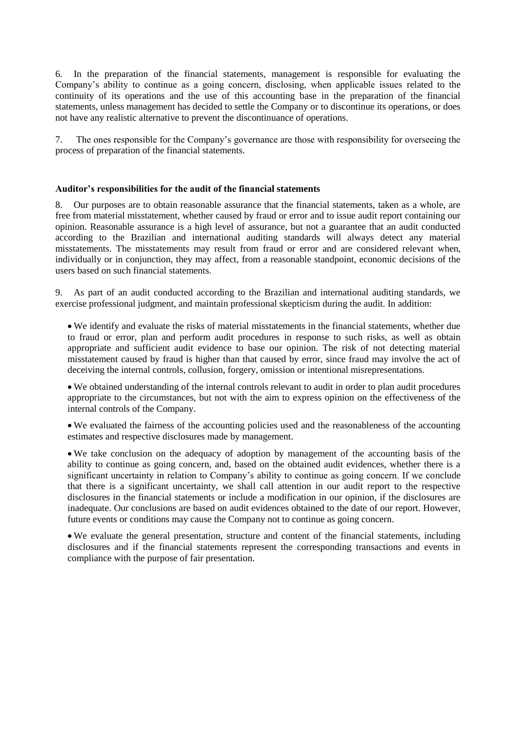6. In the preparation of the financial statements, management is responsible for evaluating the Company's ability to continue as a going concern, disclosing, when applicable issues related to the continuity of its operations and the use of this accounting base in the preparation of the financial statements, unless management has decided to settle the Company or to discontinue its operations, or does not have any realistic alternative to prevent the discontinuance of operations.

7. The ones responsible for the Company's governance are those with responsibility for overseeing the process of preparation of the financial statements.

**Auditor's responsibilities for the audit of the financial statements**

8. Our purposes are to obtain reasonable assurance that the financial statements, taken as a whole, are free from material misstatement, whether caused by fraud or error and to issue audit report containing our opinion. Reasonable assurance is a high level of assurance, but not a guarantee that an audit conducted according to the Brazilian and international auditing standards will always detect any material misstatements. The misstatements may result from fraud or error and are considered relevant when, individually or in conjunction, they may affect, from a reasonable standpoint, economic decisions of the users based on such financial statements.

9. As part of an audit conducted according to the Brazilian and international auditing standards, we exercise professional judgment, and maintain professional skepticism during the audit. In addition:

- We identify and evaluate the risks of material misstatements in the financial statements, whether due to fraud or error, plan and perform audit procedures in response to such risks, as well as obtain appropriate and sufficient audit evidence to base our opinion. The risk of not detecting material misstatement caused by fraud is higher than that caused by error, since fraud may involve the act of deceiving the internal controls, collusion, forgery, omission or intentional misrepresentations.

- We obtained understanding of the internal controls relevant to audit in order to plan audit procedures appropriate to the circumstances, but not with the aim to express opinion on the effectiveness of the internal controls of the Company.

- We evaluated the fairness of the accounting policies used and the reasonableness of the accounting estimates and respective disclosures made by management.

- We take conclusion on the adequacy of adoption by management of the accounting basis of the ability to continue as going concern, and, based on the obtained audit evidences, whether there is a significant uncertainty in relation to Company's ability to continue as going concern. If we conclude that there is a significant uncertainty, we shall call attention in our audit report to the respective disclosures in the financial statements or include a modification in our opinion, if the disclosures are inadequate. Our conclusions are based on audit evidences obtained to the date of our report. However, future events or conditions may cause the Company not to continue as going concern.

- We evaluate the general presentation, structure and content of the financial statements, including disclosures and if the financial statements represent the corresponding transactions and events in compliance with the purpose of fair presentation.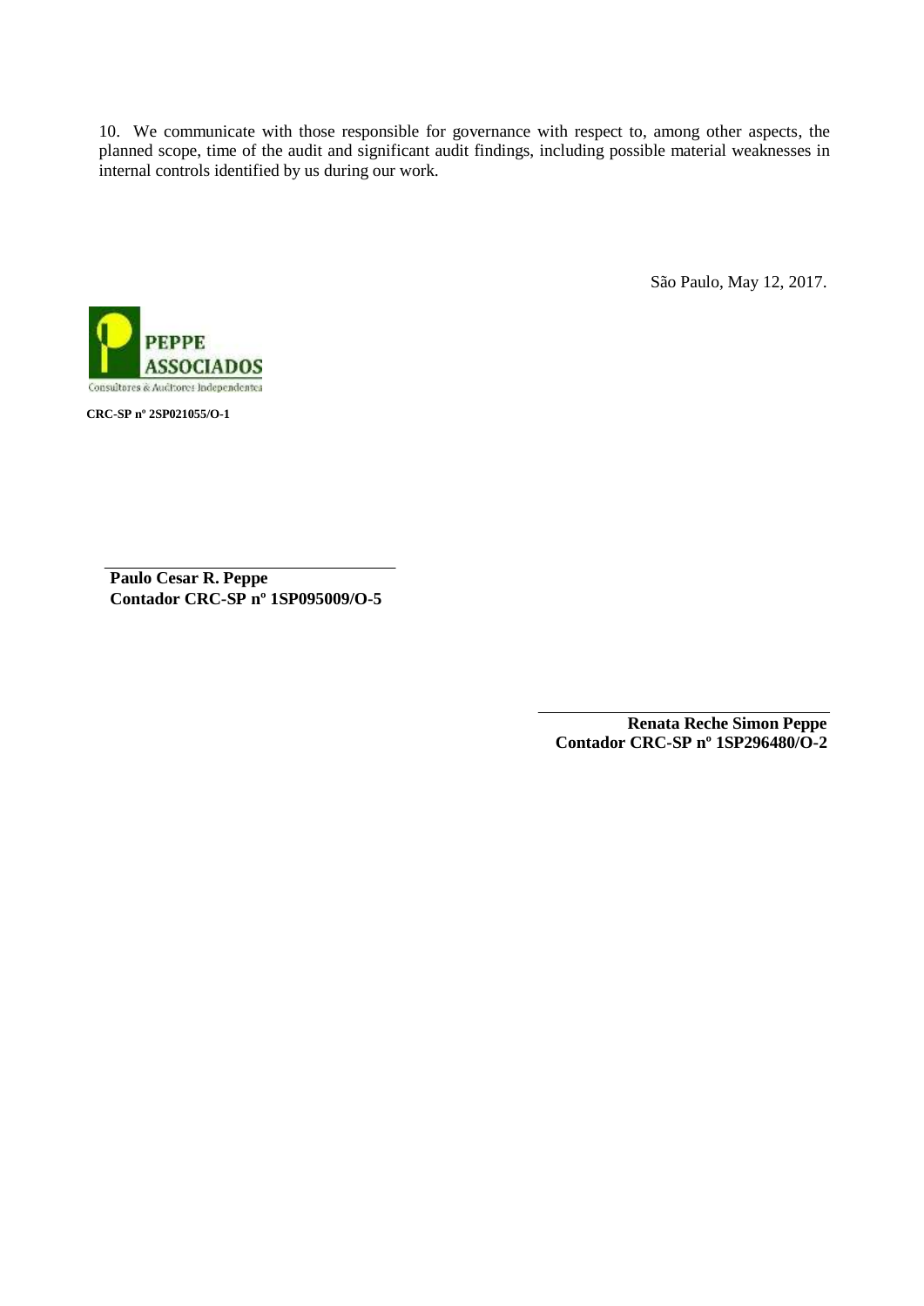10. We communicate with those responsible for governance with respect to, among other aspects, the planned scope, time of the audit and significant audit findings, including possible material weaknesses in internal controls identified by us during our work.

São Paulo, May 12, 2017.

PEPPE ASSOCIADOS
Consultores & Auditores Independentes

**CRC-SP nº 2SP021055/O-1**

**Paulo Cesar R. Peppe**
**Contador CRC-SP nº 1SP095009/O-5**

**Renata Reche Simon Peppe**
**Contador CRC-SP nº 1SP296480/O-2**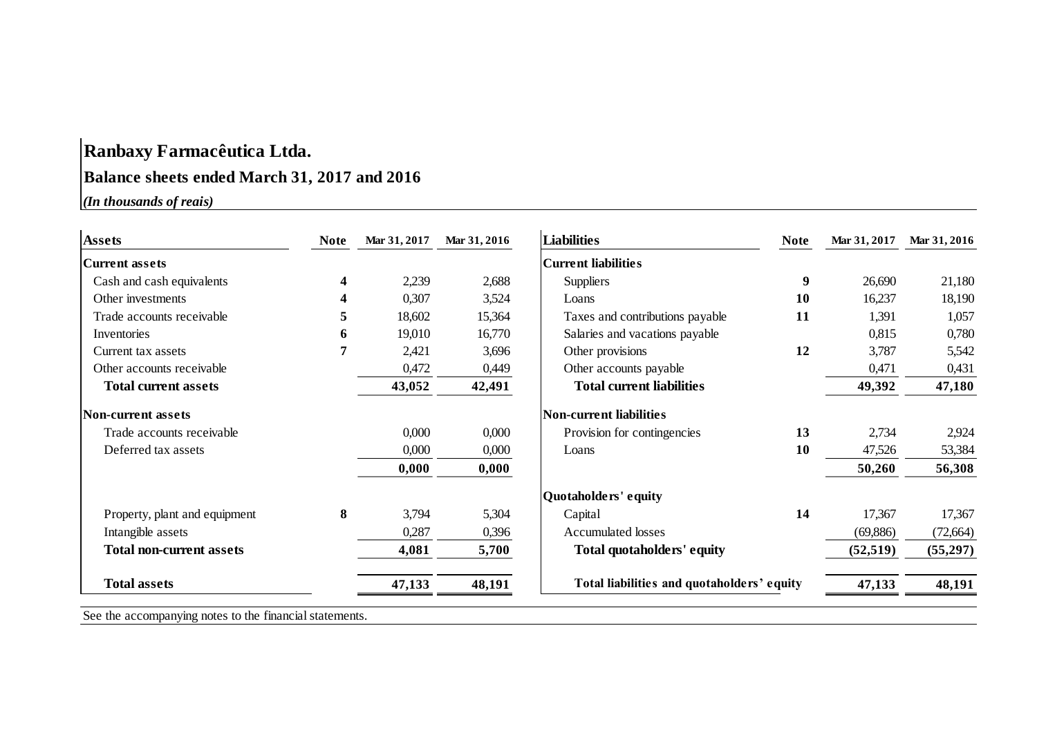# Ranbaxy Farmacêutica Ltda.

## Balance sheets ended March 31, 2017 and 2016

*(In thousands of reais)*

| Assets | Note | Mar 31, 2017 | Mar 31, 2016 |
|---|---|---|---|
| **Current assets** | | | |
| Cash and cash equivalents | 4 | 2,239 | 2,688 |
| Other investments | 4 | 0,307 | 3,524 |
| Trade accounts receivable | 5 | 18,602 | 15,364 |
| Inventories | 6 | 19,010 | 16,770 |
| Current tax assets | 7 | 2,421 | 3,696 |
| Other accounts receivable | | 0,472 | 0,449 |
| **Total current assets** | | **43,052** | **42,491** |
| **Non-current assets** | | | |
| Trade accounts receivable | | 0,000 | 0,000 |
| Deferred tax assets | | 0,000 | 0,000 |
| | | **0,000** | **0,000** |
| Property, plant and equipment | 8 | 3,794 | 5,304 |
| Intangible assets | | 0,287 | 0,396 |
| **Total non-current assets** | | **4,081** | **5,700** |
| **Total assets** | | **47,133** | **48,191** |

| Liabilities | Note | Mar 31, 2017 | Mar 31, 2016 |
|---|---|---|---|
| **Current liabilities** | | | |
| Suppliers | 9 | 26,690 | 21,180 |
| Loans | 10 | 16,237 | 18,190 |
| Taxes and contributions payable | 11 | 1,391 | 1,057 |
| Salaries and vacations payable | | 0,815 | 0,780 |
| Other provisions | 12 | 3,787 | 5,542 |
| Other accounts payable | | 0,471 | 0,431 |
| **Total current liabilities** | | **49,392** | **47,180** |
| **Non-current liabilities** | | | |
| Provision for contingencies | 13 | 2,734 | 2,924 |
| Loans | 10 | 47,526 | 53,384 |
| | | **50,260** | **56,308** |
| **Quotaholders' equity** | | | |
| Capital | 14 | 17,367 | 17,367 |
| Accumulated losses | | (69,886) | (72,664) |
| **Total quotaholders' equity** | | **(52,519)** | **(55,297)** |
| **Total liabilities and quotaholders' equity** | | **47,133** | **48,191** |

See the accompanying notes to the financial statements.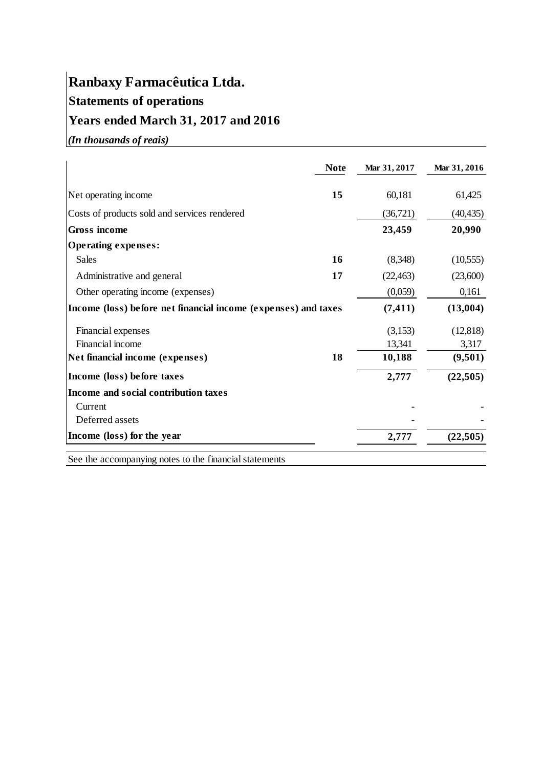# Ranbaxy Farmacêutica Ltda.

## Statements of operations

## Years ended March 31, 2017 and 2016

*(In thousands of reais)*

| | Note | Mar 31, 2017 | Mar 31, 2016 |
|---|---|---|---|
| Net operating income | 15 | 60,181 | 61,425 |
| Costs of products sold and services rendered | | (36,721) | (40,435) |
| **Gross income** | | **23,459** | **20,990** |
| **Operating expenses:** | | | |
| Sales | 16 | (8,348) | (10,555) |
| Administrative and general | 17 | (22,463) | (23,600) |
| Other operating income (expenses) | | (0,059) | 0,161 |
| **Income (loss) before net financial income (expenses) and taxes** | | **(7,411)** | **(13,004)** |
| Financial expenses | | (3,153) | (12,818) |
| Financial income | | 13,341 | 3,317 |
| **Net financial income (expenses)** | 18 | **10,188** | **(9,501)** |
| **Income (loss) before taxes** | | **2,777** | **(22,505)** |
| **Income and social contribution taxes** | | | |
| Current | | - | - |
| Deferred assets | | - | - |
| **Income (loss) for the year** | | **2,777** | **(22,505)** |

See the accompanying notes to the financial statements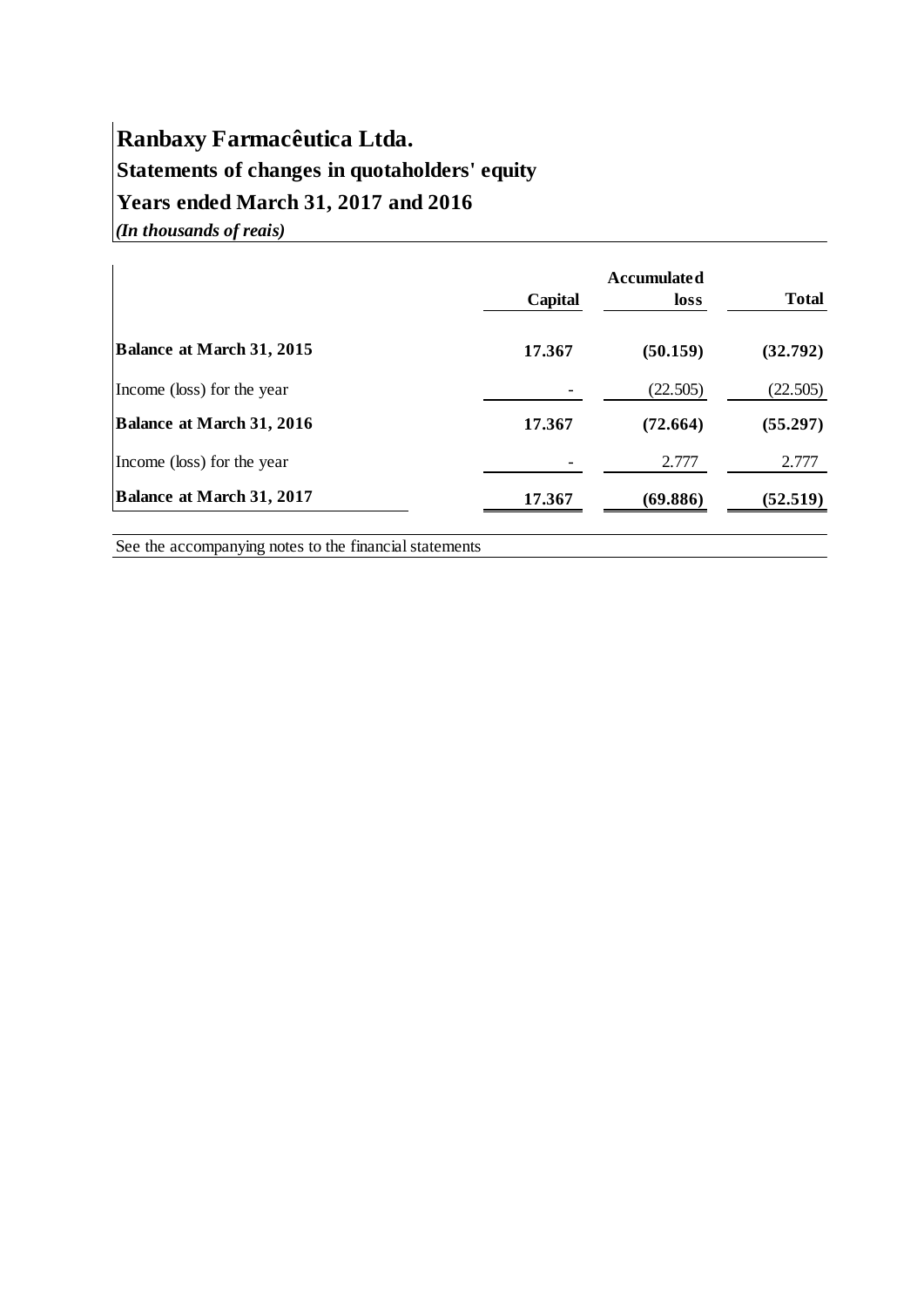# Ranbaxy Farmacêutica Ltda.

## Statements of changes in quotaholders' equity

## Years ended March 31, 2017 and 2016

*(In thousands of reais)*

| | Capital | Accumulated loss | Total |
|---|---|---|---|
| **Balance at March 31, 2015** | **17.367** | **(50.159)** | **(32.792)** |
| Income (loss) for the year | - | (22.505) | (22.505) |
| **Balance at March 31, 2016** | **17.367** | **(72.664)** | **(55.297)** |
| Income (loss) for the year | - | 2.777 | 2.777 |
| **Balance at March 31, 2017** | **17.367** | **(69.886)** | **(52.519)** |

See the accompanying notes to the financial statements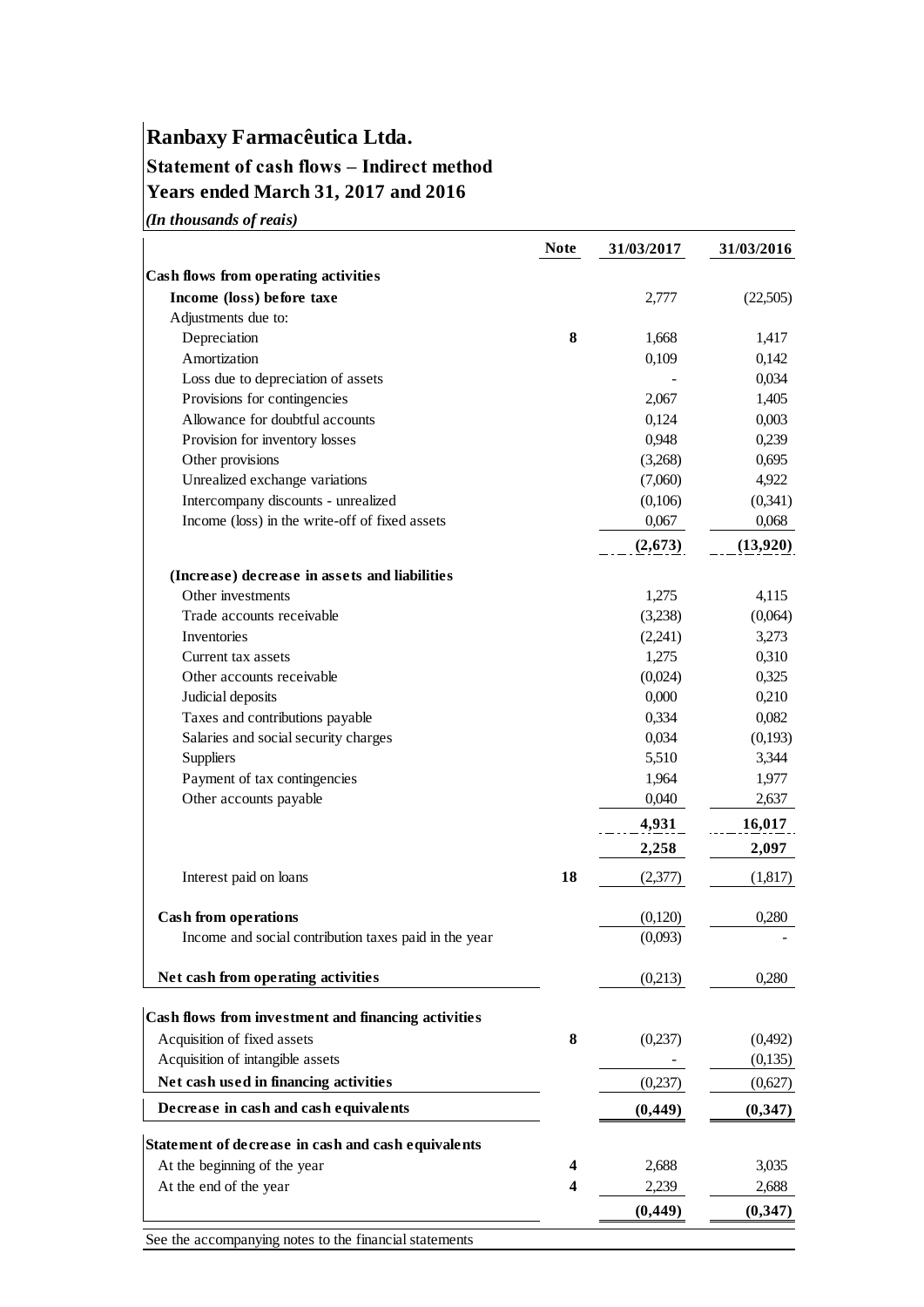# Ranbaxy Farmacêutica Ltda.

## Statement of cash flows – Indirect method

## Years ended March 31, 2017 and 2016

*(In thousands of reais)*

| | Note | 31/03/2017 | 31/03/2016 |
|---|---|---|---|
| **Cash flows from operating activities** | | | |
| **Income (loss) before taxe** | | 2,777 | (22,505) |
| Adjustments due to: | | | |
| Depreciation | **8** | 1,668 | 1,417 |
| Amortization | | 0,109 | 0,142 |
| Loss due to depreciation of assets | | - | 0,034 |
| Provisions for contingencies | | 2,067 | 1,405 |
| Allowance for doubtful accounts | | 0,124 | 0,003 |
| Provision for inventory losses | | 0,948 | 0,239 |
| Other provisions | | (3,268) | 0,695 |
| Unrealized exchange variations | | (7,060) | 4,922 |
| Intercompany discounts - unrealized | | (0,106) | (0,341) |
| Income (loss) in the write-off of fixed assets | | 0,067 | 0,068 |
| | | **(2,673)** | **(13,920)** |
| **(Increase) decrease in assets and liabilities** | | | |
| Other investments | | 1,275 | 4,115 |
| Trade accounts receivable | | (3,238) | (0,064) |
| Inventories | | (2,241) | 3,273 |
| Current tax assets | | 1,275 | 0,310 |
| Other accounts receivable | | (0,024) | 0,325 |
| Judicial deposits | | 0,000 | 0,210 |
| Taxes and contributions payable | | 0,334 | 0,082 |
| Salaries and social security charges | | 0,034 | (0,193) |
| Suppliers | | 5,510 | 3,344 |
| Payment of tax contingencies | | 1,964 | 1,977 |
| Other accounts payable | | 0,040 | 2,637 |
| | | **4,931** | **16,017** |
| | | **2,258** | **2,097** |
| Interest paid on loans | **18** | (2,377) | (1,817) |
| **Cash from operations** | | (0,120) | 0,280 |
| Income and social contribution taxes paid in the year | | (0,093) | - |
| **Net cash from operating activities** | | (0,213) | 0,280 |
| **Cash flows from investment and financing activities** | | | |
| Acquisition of fixed assets | **8** | (0,237) | (0,492) |
| Acquisition of intangible assets | | - | (0,135) |
| **Net cash used in financing activities** | | (0,237) | (0,627) |
| **Decrease in cash and cash equivalents** | | **(0,449)** | **(0,347)** |
| **Statement of decrease in cash and cash equivalents** | | | |
| At the beginning of the year | **4** | 2,688 | 3,035 |
| At the end of the year | **4** | 2,239 | 2,688 |
| | | **(0,449)** | **(0,347)** |

See the accompanying notes to the financial statements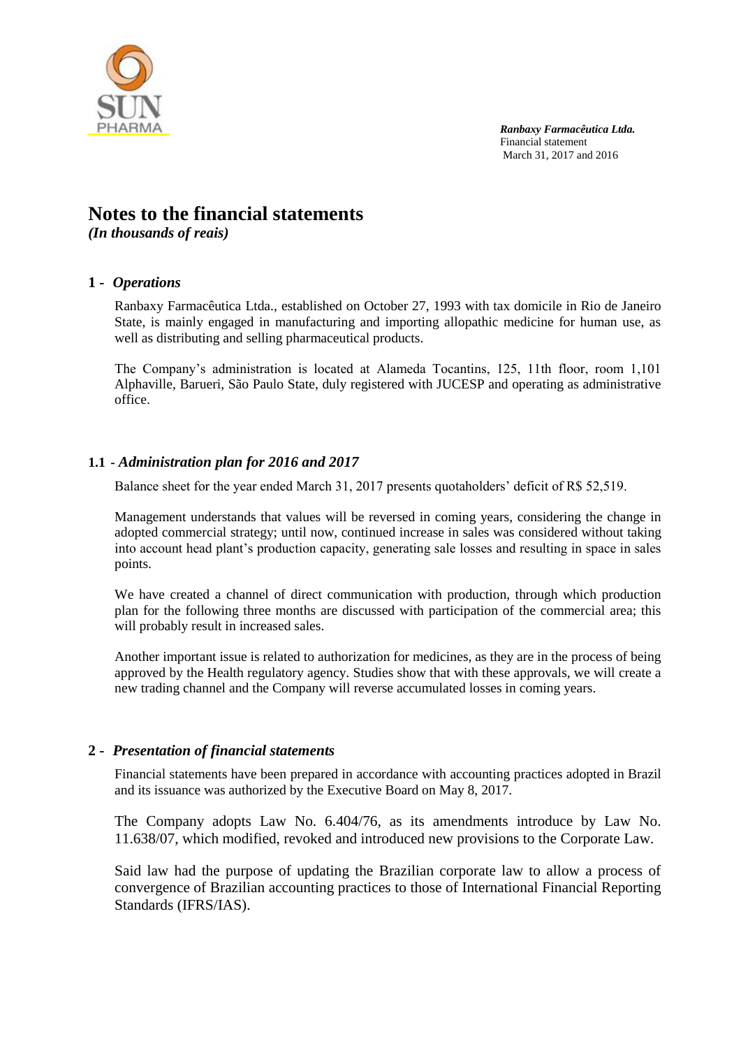# Notes to the financial statements

*(In thousands of reais)*

## 1 - *Operations*

Ranbaxy Farmacêutica Ltda., established on October 27, 1993 with tax domicile in Rio de Janeiro State, is mainly engaged in manufacturing and importing allopathic medicine for human use, as well as distributing and selling pharmaceutical products.

The Company's administration is located at Alameda Tocantins, 125, 11th floor, room 1,101 Alphaville, Barueri, São Paulo State, duly registered with JUCESP and operating as administrative office.

### 1.1 - *Administration plan for 2016 and 2017*

Balance sheet for the year ended March 31, 2017 presents quotaholders' deficit of R$ 52,519.

Management understands that values will be reversed in coming years, considering the change in adopted commercial strategy; until now, continued increase in sales was considered without taking into account head plant's production capacity, generating sale losses and resulting in space in sales points.

We have created a channel of direct communication with production, through which production plan for the following three months are discussed with participation of the commercial area; this will probably result in increased sales.

Another important issue is related to authorization for medicines, as they are in the process of being approved by the Health regulatory agency. Studies show that with these approvals, we will create a new trading channel and the Company will reverse accumulated losses in coming years.

## 2 - *Presentation of financial statements*

Financial statements have been prepared in accordance with accounting practices adopted in Brazil and its issuance was authorized by the Executive Board on May 8, 2017.

The Company adopts Law No. 6.404/76, as its amendments introduce by Law No. 11.638/07, which modified, revoked and introduced new provisions to the Corporate Law.

Said law had the purpose of updating the Brazilian corporate law to allow a process of convergence of Brazilian accounting practices to those of International Financial Reporting Standards (IFRS/IAS).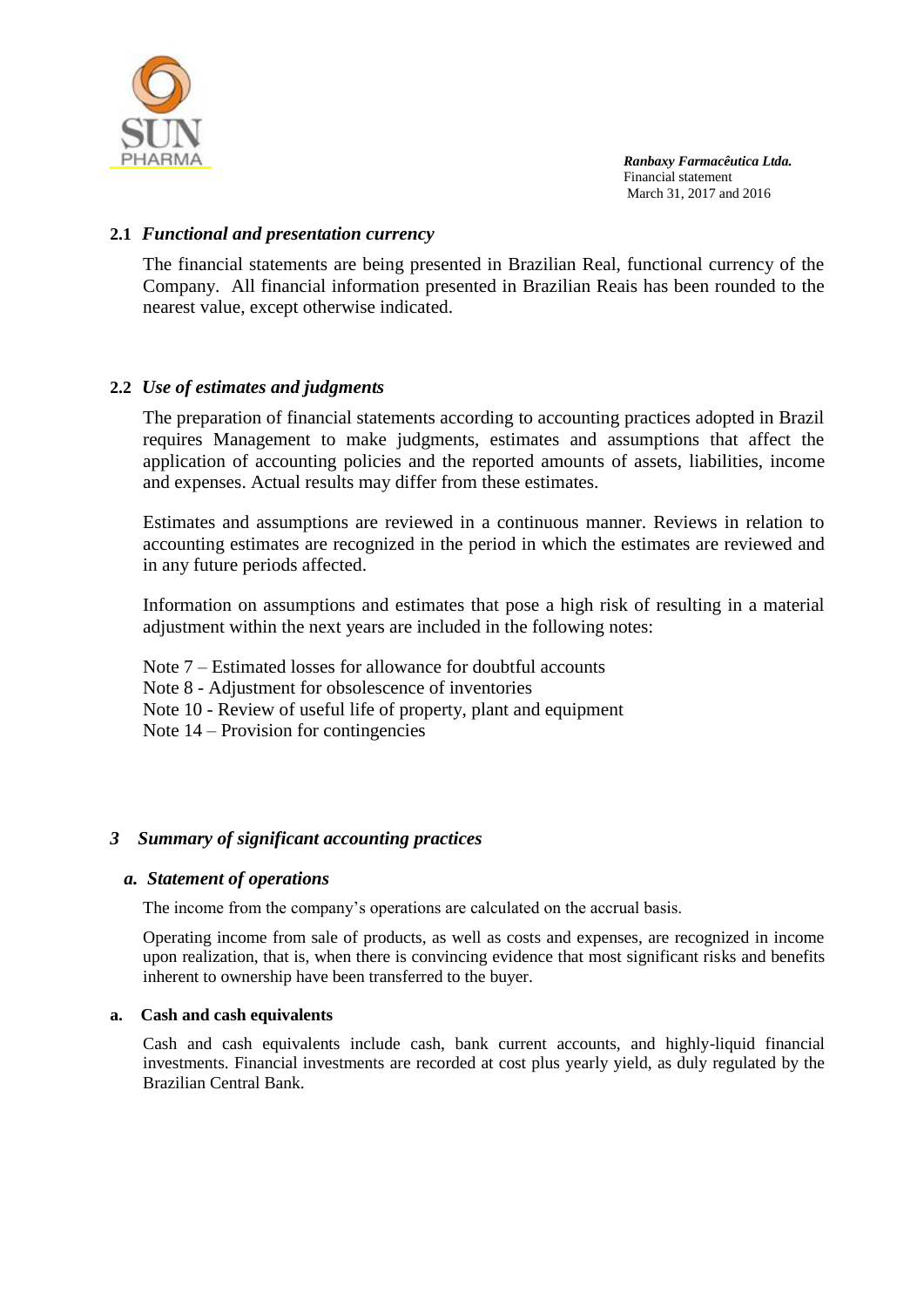### 2.1 *Functional and presentation currency*

The financial statements are being presented in Brazilian Real, functional currency of the Company. All financial information presented in Brazilian Reais has been rounded to the nearest value, except otherwise indicated.

### 2.2 *Use of estimates and judgments*

The preparation of financial statements according to accounting practices adopted in Brazil requires Management to make judgments, estimates and assumptions that affect the application of accounting policies and the reported amounts of assets, liabilities, income and expenses. Actual results may differ from these estimates.

Estimates and assumptions are reviewed in a continuous manner. Reviews in relation to accounting estimates are recognized in the period in which the estimates are reviewed and in any future periods affected.

Information on assumptions and estimates that pose a high risk of resulting in a material adjustment within the next years are included in the following notes:

Note 7 – Estimated losses for allowance for doubtful accounts
Note 8 - Adjustment for obsolescence of inventories
Note 10 - Review of useful life of property, plant and equipment
Note 14 – Provision for contingencies

## 3 *Summary of significant accounting practices*

### a. *Statement of operations*

The income from the company's operations are calculated on the accrual basis.

Operating income from sale of products, as well as costs and expenses, are recognized in income upon realization, that is, when there is convincing evidence that most significant risks and benefits inherent to ownership have been transferred to the buyer.

### a. Cash and cash equivalents

Cash and cash equivalents include cash, bank current accounts, and highly-liquid financial investments. Financial investments are recorded at cost plus yearly yield, as duly regulated by the Brazilian Central Bank.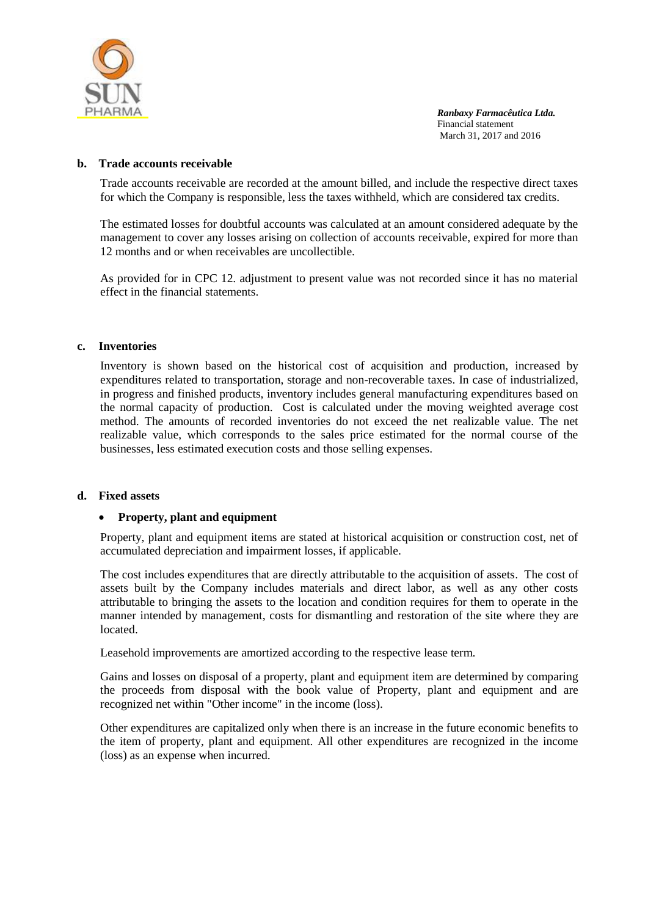**b. Trade accounts receivable**

Trade accounts receivable are recorded at the amount billed, and include the respective direct taxes for which the Company is responsible, less the taxes withheld, which are considered tax credits.

The estimated losses for doubtful accounts was calculated at an amount considered adequate by the management to cover any losses arising on collection of accounts receivable, expired for more than 12 months and or when receivables are uncollectible.

As provided for in CPC 12. adjustment to present value was not recorded since it has no material effect in the financial statements.

**c. Inventories**

Inventory is shown based on the historical cost of acquisition and production, increased by expenditures related to transportation, storage and non-recoverable taxes. In case of industrialized, in progress and finished products, inventory includes general manufacturing expenditures based on the normal capacity of production. Cost is calculated under the moving weighted average cost method. The amounts of recorded inventories do not exceed the net realizable value. The net realizable value, which corresponds to the sales price estimated for the normal course of the businesses, less estimated execution costs and those selling expenses.

**d. Fixed assets**

- **Property, plant and equipment**

Property, plant and equipment items are stated at historical acquisition or construction cost, net of accumulated depreciation and impairment losses, if applicable.

The cost includes expenditures that are directly attributable to the acquisition of assets. The cost of assets built by the Company includes materials and direct labor, as well as any other costs attributable to bringing the assets to the location and condition requires for them to operate in the manner intended by management, costs for dismantling and restoration of the site where they are located.

Leasehold improvements are amortized according to the respective lease term.

Gains and losses on disposal of a property, plant and equipment item are determined by comparing the proceeds from disposal with the book value of Property, plant and equipment and are recognized net within "Other income" in the income (loss).

Other expenditures are capitalized only when there is an increase in the future economic benefits to the item of property, plant and equipment. All other expenditures are recognized in the income (loss) as an expense when incurred.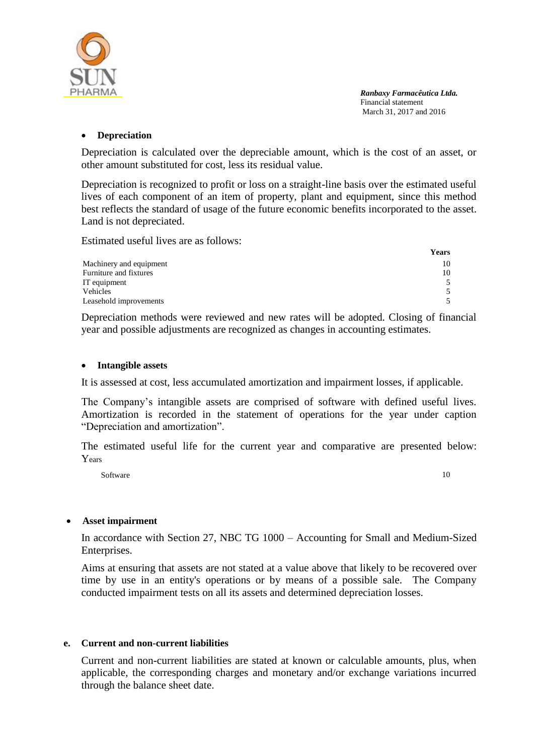- **Depreciation**

Depreciation is calculated over the depreciable amount, which is the cost of an asset, or other amount substituted for cost, less its residual value.

Depreciation is recognized to profit or loss on a straight-line basis over the estimated useful lives of each component of an item of property, plant and equipment, since this method best reflects the standard of usage of the future economic benefits incorporated to the asset. Land is not depreciated.

Estimated useful lives are as follows:

| | Years |
|---|---|
| Machinery and equipment | 10 |
| Furniture and fixtures | 10 |
| IT equipment | 5 |
| Vehicles | 5 |
| Leasehold improvements | 5 |

Depreciation methods were reviewed and new rates will be adopted. Closing of financial year and possible adjustments are recognized as changes in accounting estimates.

- **Intangible assets**

It is assessed at cost, less accumulated amortization and impairment losses, if applicable.

The Company's intangible assets are comprised of software with defined useful lives. Amortization is recorded in the statement of operations for the year under caption "Depreciation and amortization".

The estimated useful life for the current year and comparative are presented below: Years

| | |
|---|---|
| Software | 10 |

- **Asset impairment**

In accordance with Section 27, NBC TG 1000 – Accounting for Small and Medium-Sized Enterprises.

Aims at ensuring that assets are not stated at a value above that likely to be recovered over time by use in an entity's operations or by means of a possible sale. The Company conducted impairment tests on all its assets and determined depreciation losses.

**e. Current and non-current liabilities**

Current and non-current liabilities are stated at known or calculable amounts, plus, when applicable, the corresponding charges and monetary and/or exchange variations incurred through the balance sheet date.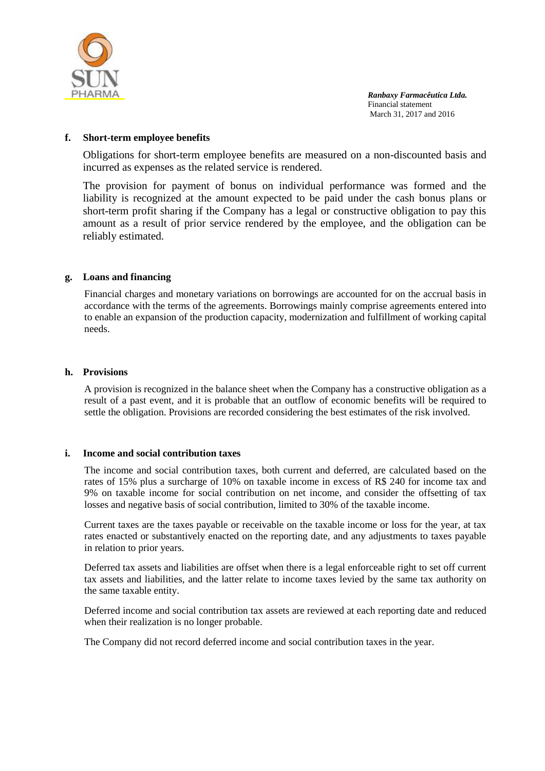**f. Short-term employee benefits**

Obligations for short-term employee benefits are measured on a non-discounted basis and incurred as expenses as the related service is rendered.

The provision for payment of bonus on individual performance was formed and the liability is recognized at the amount expected to be paid under the cash bonus plans or short-term profit sharing if the Company has a legal or constructive obligation to pay this amount as a result of prior service rendered by the employee, and the obligation can be reliably estimated.

**g. Loans and financing**

Financial charges and monetary variations on borrowings are accounted for on the accrual basis in accordance with the terms of the agreements. Borrowings mainly comprise agreements entered into to enable an expansion of the production capacity, modernization and fulfillment of working capital needs.

**h. Provisions**

A provision is recognized in the balance sheet when the Company has a constructive obligation as a result of a past event, and it is probable that an outflow of economic benefits will be required to settle the obligation. Provisions are recorded considering the best estimates of the risk involved.

**i. Income and social contribution taxes**

The income and social contribution taxes, both current and deferred, are calculated based on the rates of 15% plus a surcharge of 10% on taxable income in excess of R$ 240 for income tax and 9% on taxable income for social contribution on net income, and consider the offsetting of tax losses and negative basis of social contribution, limited to 30% of the taxable income.

Current taxes are the taxes payable or receivable on the taxable income or loss for the year, at tax rates enacted or substantively enacted on the reporting date, and any adjustments to taxes payable in relation to prior years.

Deferred tax assets and liabilities are offset when there is a legal enforceable right to set off current tax assets and liabilities, and the latter relate to income taxes levied by the same tax authority on the same taxable entity.

Deferred income and social contribution tax assets are reviewed at each reporting date and reduced when their realization is no longer probable.

The Company did not record deferred income and social contribution taxes in the year.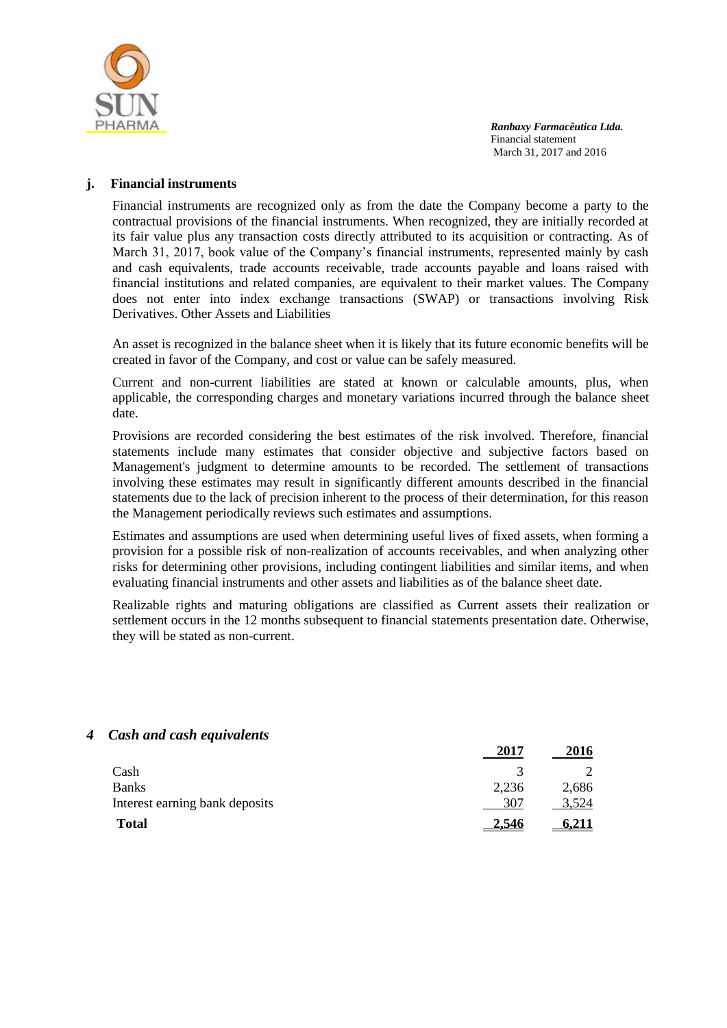### j. Financial instruments

Financial instruments are recognized only as from the date the Company become a party to the contractual provisions of the financial instruments. When recognized, they are initially recorded at its fair value plus any transaction costs directly attributed to its acquisition or contracting. As of March 31, 2017, book value of the Company's financial instruments, represented mainly by cash and cash equivalents, trade accounts receivable, trade accounts payable and loans raised with financial institutions and related companies, are equivalent to their market values. The Company does not enter into index exchange transactions (SWAP) or transactions involving Risk Derivatives. Other Assets and Liabilities

An asset is recognized in the balance sheet when it is likely that its future economic benefits will be created in favor of the Company, and cost or value can be safely measured.

Current and non-current liabilities are stated at known or calculable amounts, plus, when applicable, the corresponding charges and monetary variations incurred through the balance sheet date.

Provisions are recorded considering the best estimates of the risk involved. Therefore, financial statements include many estimates that consider objective and subjective factors based on Management's judgment to determine amounts to be recorded. The settlement of transactions involving these estimates may result in significantly different amounts described in the financial statements due to the lack of precision inherent to the process of their determination, for this reason the Management periodically reviews such estimates and assumptions.

Estimates and assumptions are used when determining useful lives of fixed assets, when forming a provision for a possible risk of non-realization of accounts receivables, and when analyzing other risks for determining other provisions, including contingent liabilities and similar items, and when evaluating financial instruments and other assets and liabilities as of the balance sheet date.

Realizable rights and maturing obligations are classified as Current assets their realization or settlement occurs in the 12 months subsequent to financial statements presentation date. Otherwise, they will be stated as non-current.

## *4 Cash and cash equivalents*

| | 2017 | 2016 |
|---|---|---|
| Cash | 3 | 2 |
| Banks | 2,236 | 2,686 |
| Interest earning bank deposits | 307 | 3,524 |
| **Total** | **2,546** | **6,211** |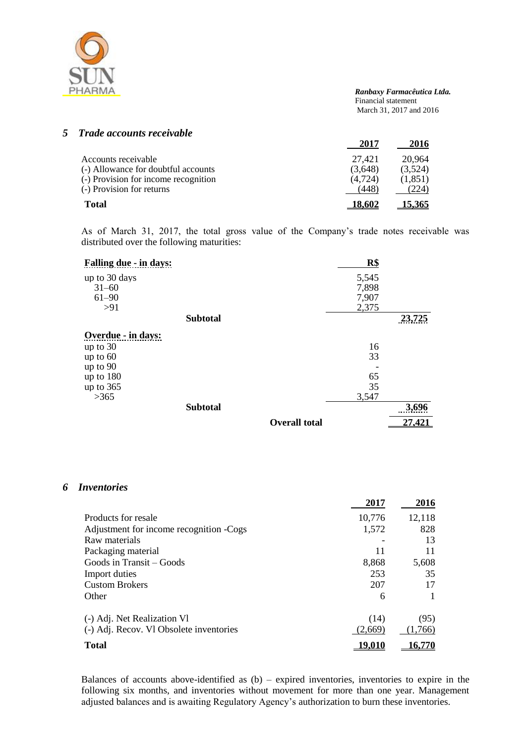## 5 *Trade accounts receivable*

| | 2017 | 2016 |
|---|---|---|
| Accounts receivable | 27,421 | 20,964 |
| (-) Allowance for doubtful accounts | (3,648) | (3,524) |
| (-) Provision for income recognition | (4,724) | (1,851) |
| (-) Provision for returns | (448) | (224) |
| **Total** | **18,602** | **15,365** |

As of March 31, 2017, the total gross value of the Company's trade notes receivable was distributed over the following maturities:

| **Falling due - in days:** | R$ | |
|---|---|---|
| up to 30 days | 5,545 | |
| 31–60 | 7,898 | |
| 61–90 | 7,907 | |
| >91 | 2,375 | |
| **Subtotal** | | **23,725** |
| **Overdue - in days:** | | |
| up to 30 | 16 | |
| up to 60 | 33 | |
| up to 90 | - | |
| up to 180 | 65 | |
| up to 365 | 35 | |
| >365 | 3,547 | |
| **Subtotal** | | **3,696** |
| **Overall total** | | **27,421** |

## 6 *Inventories*

| | 2017 | 2016 |
|---|---|---|
| Products for resale | 10,776 | 12,118 |
| Adjustment for income recognition -Cogs | 1,572 | 828 |
| Raw materials | - | 13 |
| Packaging material | 11 | 11 |
| Goods in Transit – Goods | 8,868 | 5,608 |
| Import duties | 253 | 35 |
| Custom Brokers | 207 | 17 |
| Other | 6 | 1 |
| (-) Adj. Net Realization Vl | (14) | (95) |
| (-) Adj. Recov. Vl Obsolete inventories | (2,669) | (1,766) |
| **Total** | **19,010** | **16,770** |

Balances of accounts above-identified as (b) – expired inventories, inventories to expire in the following six months, and inventories without movement for more than one year. Management adjusted balances and is awaiting Regulatory Agency's authorization to burn these inventories.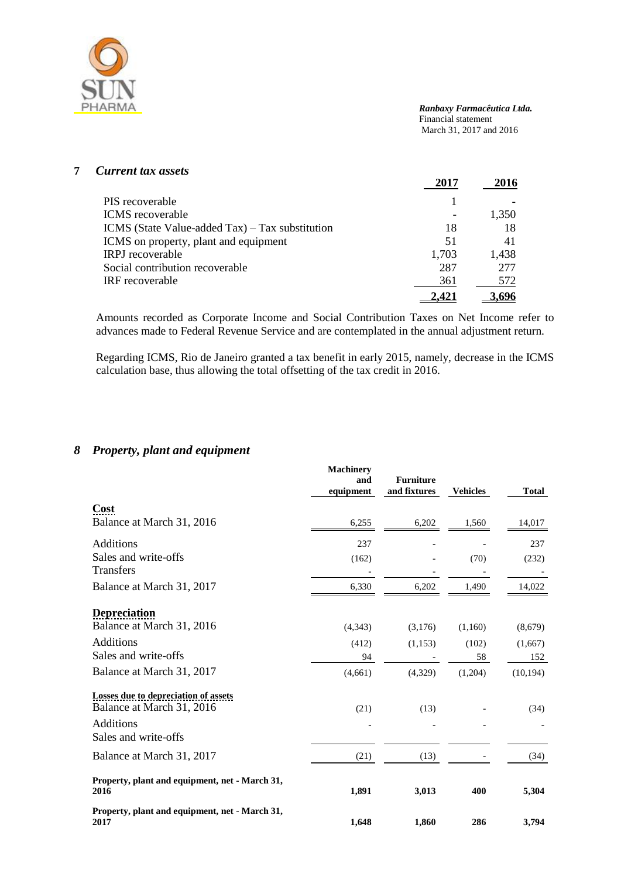## 7 *Current tax assets*

| | 2017 | 2016 |
|---|---|---|
| PIS recoverable | 1 | - |
| ICMS recoverable | - | 1,350 |
| ICMS (State Value-added Tax) – Tax substitution | 18 | 18 |
| ICMS on property, plant and equipment | 51 | 41 |
| IRPJ recoverable | 1,703 | 1,438 |
| Social contribution recoverable | 287 | 277 |
| IRF recoverable | 361 | 572 |
| | **2,421** | **3,696** |

Amounts recorded as Corporate Income and Social Contribution Taxes on Net Income refer to advances made to Federal Revenue Service and are contemplated in the annual adjustment return.

Regarding ICMS, Rio de Janeiro granted a tax benefit in early 2015, namely, decrease in the ICMS calculation base, thus allowing the total offsetting of the tax credit in 2016.

## 8 *Property, plant and equipment*

| | Machinery and equipment | Furniture and fixtures | Vehicles | Total |
|---|---|---|---|---|
| **Cost** | | | | |
| Balance at March 31, 2016 | 6,255 | 6,202 | 1,560 | 14,017 |
| Additions | 237 | - | - | 237 |
| Sales and write-offs | (162) | - | (70) | (232) |
| Transfers | - | - | - | - |
| Balance at March 31, 2017 | 6,330 | 6,202 | 1,490 | 14,022 |
| **Depreciation** | | | | |
| Balance at March 31, 2016 | (4,343) | (3,176) | (1,160) | (8,679) |
| Additions | (412) | (1,153) | (102) | (1,667) |
| Sales and write-offs | 94 | - | 58 | 152 |
| Balance at March 31, 2017 | (4,661) | (4,329) | (1,204) | (10,194) |
| **Losses due to depreciation of assets** | | | | |
| Balance at March 31, 2016 | (21) | (13) | - | (34) |
| Additions | - | - | - | - |
| Sales and write-offs | | | | |
| Balance at March 31, 2017 | (21) | (13) | - | (34) |
| **Property, plant and equipment, net - March 31, 2016** | **1,891** | **3,013** | **400** | **5,304** |
| **Property, plant and equipment, net - March 31, 2017** | **1,648** | **1,860** | **286** | **3,794** |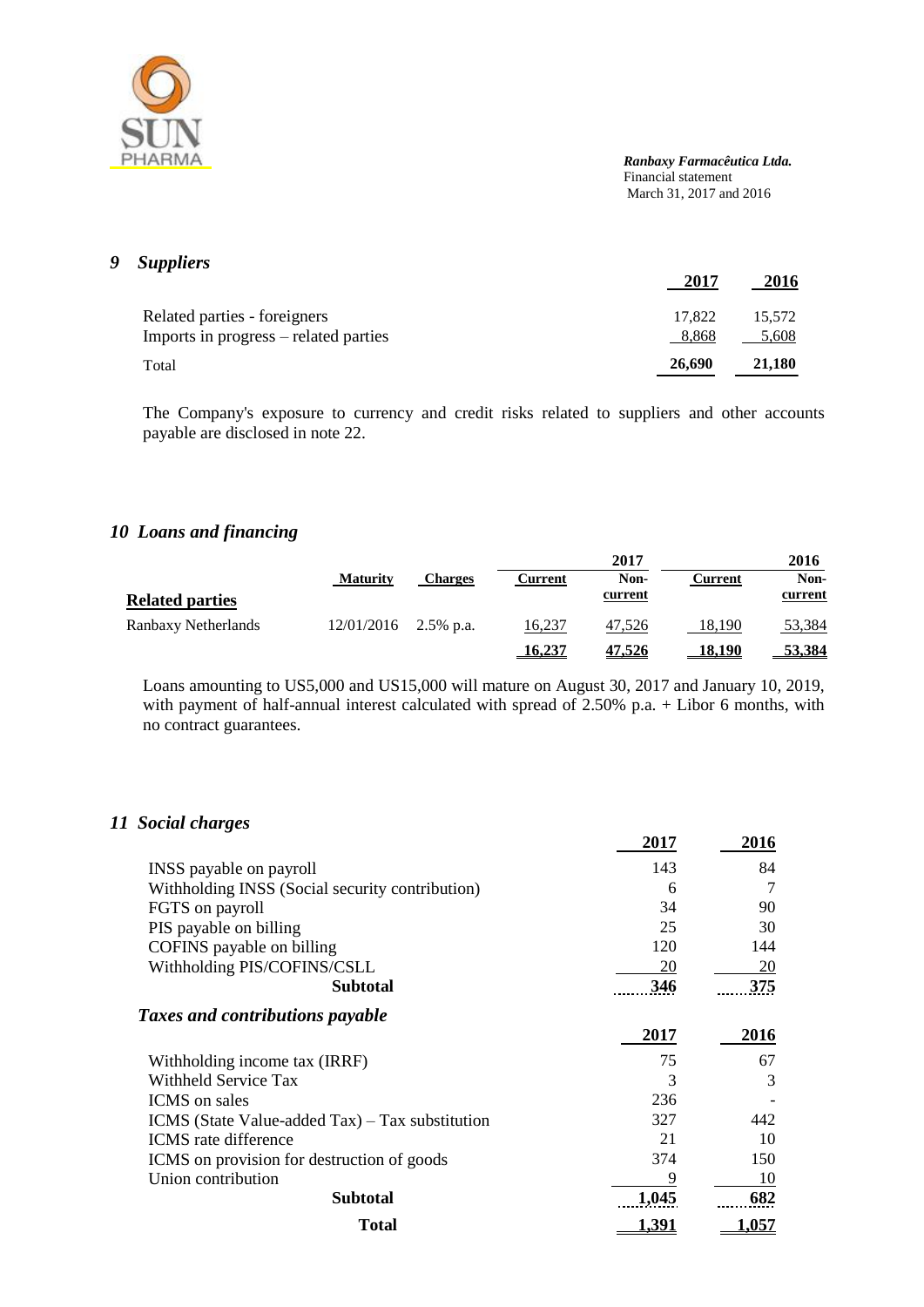## 9 *Suppliers*

| | 2017 | 2016 |
|---|---|---|
| Related parties - foreigners | 17,822 | 15,572 |
| Imports in progress – related parties | 8,868 | 5,608 |
| Total | **26,690** | **21,180** |

The Company's exposure to currency and credit risks related to suppliers and other accounts payable are disclosed in note 22.

## 10 *Loans and financing*

| | | | 2017 | | 2016 | |
|---|---|---|---|---|---|---|
| **Related parties** | **Maturity** | **Charges** | **Current** | **Non-current** | **Current** | **Non-current** |
| Ranbaxy Netherlands | 12/01/2016 | 2.5% p.a. | 16,237 | 47,526 | 18,190 | 53,384 |
| | | | **16,237** | **47,526** | **18,190** | **53,384** |

Loans amounting to US5,000 and US15,000 will mature on August 30, 2017 and January 10, 2019, with payment of half-annual interest calculated with spread of 2.50% p.a. + Libor 6 months, with no contract guarantees.

## 11 *Social charges*

| | 2017 | 2016 |
|---|---|---|
| INSS payable on payroll | 143 | 84 |
| Withholding INSS (Social security contribution) | 6 | 7 |
| FGTS on payroll | 34 | 90 |
| PIS payable on billing | 25 | 30 |
| COFINS payable on billing | 120 | 144 |
| Withholding PIS/COFINS/CSLL | 20 | 20 |
| **Subtotal** | **346** | **375** |

### *Taxes and contributions payable*

| | 2017 | 2016 |
|---|---|---|
| Withholding income tax (IRRF) | 75 | 67 |
| Withheld Service Tax | 3 | 3 |
| ICMS on sales | 236 | - |
| ICMS (State Value-added Tax) – Tax substitution | 327 | 442 |
| ICMS rate difference | 21 | 10 |
| ICMS on provision for destruction of goods | 374 | 150 |
| Union contribution | 9 | 10 |
| **Subtotal** | **1,045** | **682** |
| **Total** | **1,391** | **1,057** |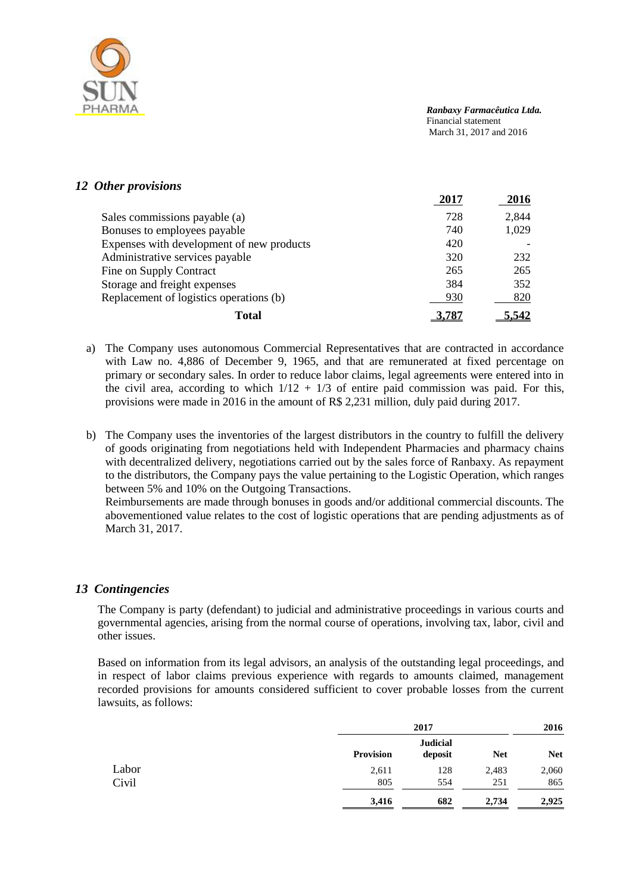## *12 Other provisions*

| | 2017 | 2016 |
|---|---|---|
| Sales commissions payable (a) | 728 | 2,844 |
| Bonuses to employees payable | 740 | 1,029 |
| Expenses with development of new products | 420 | - |
| Administrative services payable | 320 | 232 |
| Fine on Supply Contract | 265 | 265 |
| Storage and freight expenses | 384 | 352 |
| Replacement of logistics operations (b) | 930 | 820 |
| **Total** | **3,787** | **5,542** |

a) The Company uses autonomous Commercial Representatives that are contracted in accordance with Law no. 4,886 of December 9, 1965, and that are remunerated at fixed percentage on primary or secondary sales. In order to reduce labor claims, legal agreements were entered into in the civil area, according to which $1/12 + 1/3$ of entire paid commission was paid. For this, provisions were made in 2016 in the amount of R$ 2,231 million, duly paid during 2017.

b) The Company uses the inventories of the largest distributors in the country to fulfill the delivery of goods originating from negotiations held with Independent Pharmacies and pharmacy chains with decentralized delivery, negotiations carried out by the sales force of Ranbaxy. As repayment to the distributors, the Company pays the value pertaining to the Logistic Operation, which ranges between 5% and 10% on the Outgoing Transactions.
Reimbursements are made through bonuses in goods and/or additional commercial discounts. The abovementioned value relates to the cost of logistic operations that are pending adjustments as of March 31, 2017.

## *13 Contingencies*

The Company is party (defendant) to judicial and administrative proceedings in various courts and governmental agencies, arising from the normal course of operations, involving tax, labor, civil and other issues.

Based on information from its legal advisors, an analysis of the outstanding legal proceedings, and in respect of labor claims previous experience with regards to amounts claimed, management recorded provisions for amounts considered sufficient to cover probable losses from the current lawsuits, as follows:

| | 2017 | | | 2016 |
|---|---|---|---|---|
| | **Provision** | **Judicial deposit** | **Net** | **Net** |
| Labor | 2,611 | 128 | 2,483 | 2,060 |
| Civil | 805 | 554 | 251 | 865 |
| | **3,416** | **682** | **2,734** | **2,925** |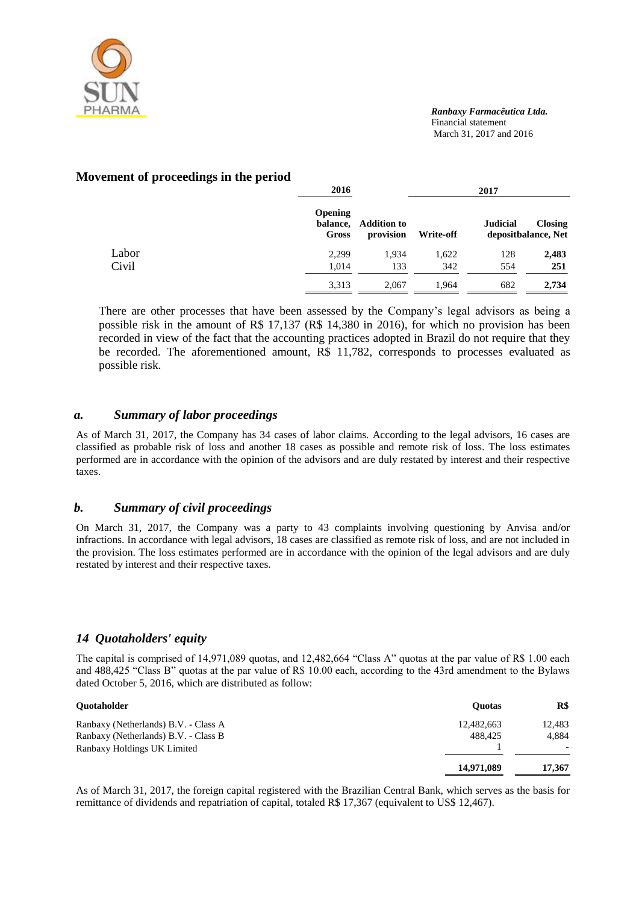## Movement of proceedings in the period

| | 2016 | 2017 | | | |
|---|---|---|---|---|---|
| | Opening balance, Gross | Addition to provision | Write-off | Judicial deposit | Closing balance, Net |
| Labor | 2,299 | 1,934 | 1,622 | 128 | **2,483** |
| Civil | 1,014 | 133 | 342 | 554 | **251** |
| | 3,313 | 2,067 | 1,964 | 682 | **2,734** |

There are other processes that have been assessed by the Company's legal advisors as being a possible risk in the amount of R$ 17,137 (R$ 14,380 in 2016), for which no provision has been recorded in view of the fact that the accounting practices adopted in Brazil do not require that they be recorded. The aforementioned amount, R$ 11,782, corresponds to processes evaluated as possible risk.

### *a. Summary of labor proceedings*

As of March 31, 2017, the Company has 34 cases of labor claims. According to the legal advisors, 16 cases are classified as probable risk of loss and another 18 cases as possible and remote risk of loss. The loss estimates performed are in accordance with the opinion of the advisors and are duly restated by interest and their respective taxes.

### *b. Summary of civil proceedings*

On March 31, 2017, the Company was a party to 43 complaints involving questioning by Anvisa and/or infractions. In accordance with legal advisors, 18 cases are classified as remote risk of loss, and are not included in the provision. The loss estimates performed are in accordance with the opinion of the legal advisors and are duly restated by interest and their respective taxes.

## *14 Quotaholders' equity*

The capital is comprised of 14,971,089 quotas, and 12,482,664 "Class A" quotas at the par value of R$ 1.00 each and 488,425 "Class B" quotas at the par value of R$ 10.00 each, according to the 43rd amendment to the Bylaws dated October 5, 2016, which are distributed as follow:

| Quotaholder | Quotas | R$ |
|---|---|---|
| Ranbaxy (Netherlands) B.V. - Class A | 12,482,663 | 12,483 |
| Ranbaxy (Netherlands) B.V. - Class B | 488,425 | 4,884 |
| Ranbaxy Holdings UK Limited | 1 | - |
| | **14,971,089** | **17,367** |

As of March 31, 2017, the foreign capital registered with the Brazilian Central Bank, which serves as the basis for remittance of dividends and repatriation of capital, totaled R$ 17,367 (equivalent to US$ 12,467).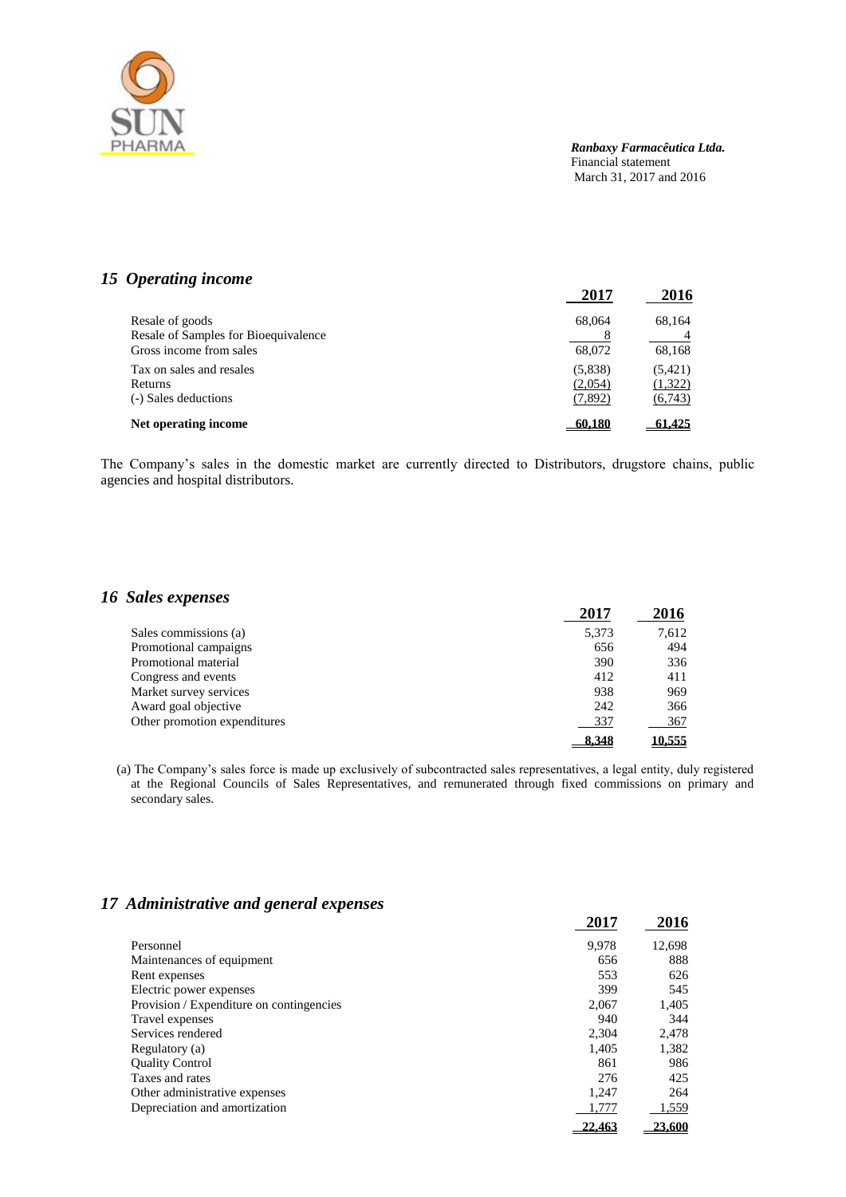## *15 Operating income*

| | 2017 | 2016 |
|---|---|---|
| Resale of goods | 68,064 | 68,164 |
| Resale of Samples for Bioequivalence | 8 | 4 |
| Gross income from sales | 68,072 | 68,168 |
| Tax on sales and resales | (5,838) | (5,421) |
| Returns | (2,054) | (1,322) |
| (-) Sales deductions | (7,892) | (6,743) |
| **Net operating income** | **60,180** | **61,425** |

The Company's sales in the domestic market are currently directed to Distributors, drugstore chains, public agencies and hospital distributors.

## *16 Sales expenses*

| | 2017 | 2016 |
|---|---|---|
| Sales commissions (a) | 5,373 | 7,612 |
| Promotional campaigns | 656 | 494 |
| Promotional material | 390 | 336 |
| Congress and events | 412 | 411 |
| Market survey services | 938 | 969 |
| Award goal objective | 242 | 366 |
| Other promotion expenditures | 337 | 367 |
| | **8,348** | **10,555** |

(a) The Company's sales force is made up exclusively of subcontracted sales representatives, a legal entity, duly registered at the Regional Councils of Sales Representatives, and remunerated through fixed commissions on primary and secondary sales.

## *17 Administrative and general expenses*

| | 2017 | 2016 |
|---|---|---|
| Personnel | 9,978 | 12,698 |
| Maintenances of equipment | 656 | 888 |
| Rent expenses | 553 | 626 |
| Electric power expenses | 399 | 545 |
| Provision / Expenditure on contingencies | 2,067 | 1,405 |
| Travel expenses | 940 | 344 |
| Services rendered | 2,304 | 2,478 |
| Regulatory (a) | 1,405 | 1,382 |
| Quality Control | 861 | 986 |
| Taxes and rates | 276 | 425 |
| Other administrative expenses | 1,247 | 264 |
| Depreciation and amortization | 1,777 | 1,559 |
| | **22,463** | **23,600** |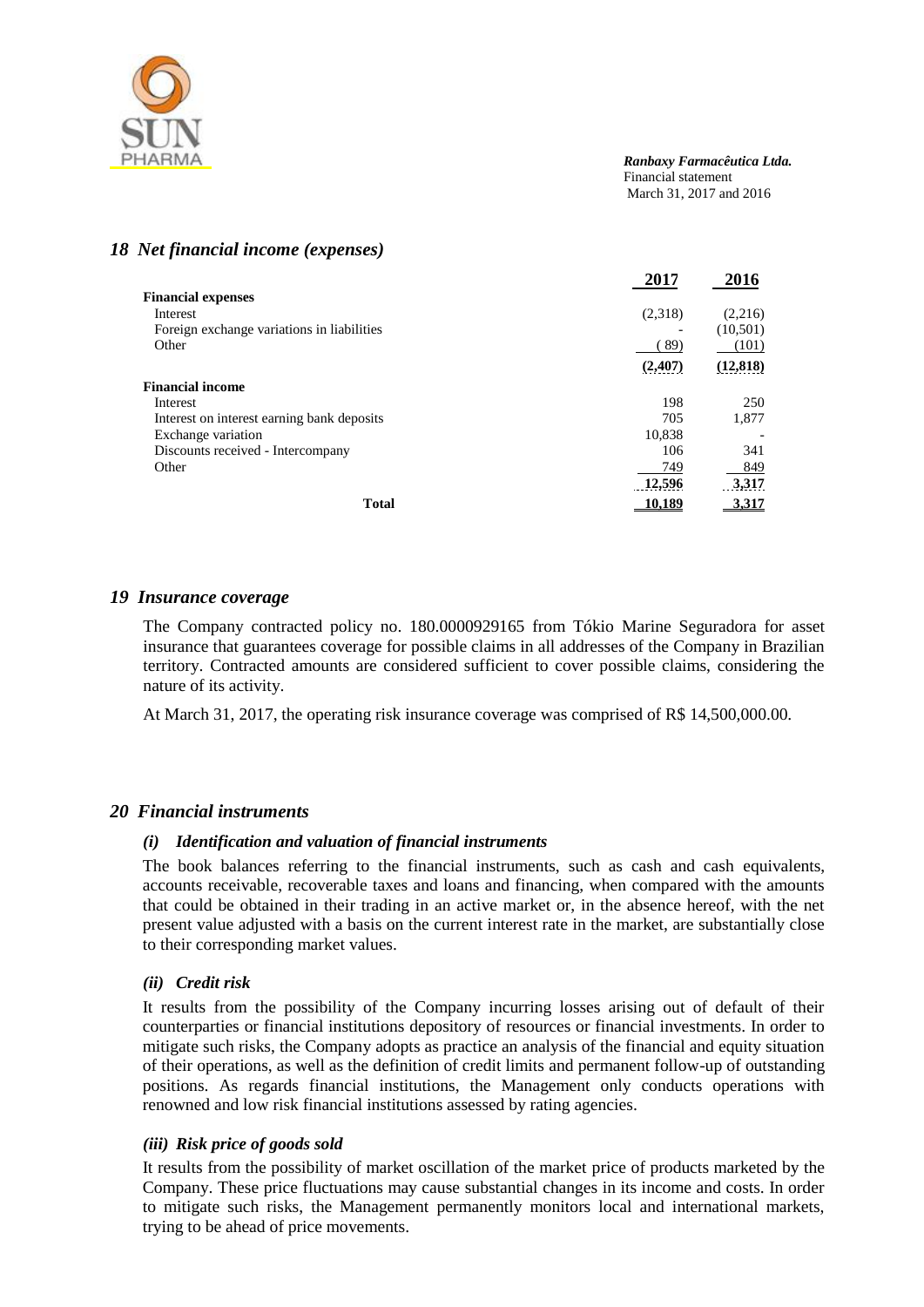## 18 Net financial income (expenses)

| | 2017 | 2016 |
|---|---|---|
| **Financial expenses** | | |
| Interest | (2,318) | (2,216) |
| Foreign exchange variations in liabilities | - | (10,501) |
| Other | ( 89) | (101) |
| | **(2,407)** | **(12,818)** |
| **Financial income** | | |
| Interest | 198 | 250 |
| Interest on interest earning bank deposits | 705 | 1,877 |
| Exchange variation | 10,838 | - |
| Discounts received - Intercompany | 106 | 341 |
| Other | 749 | 849 |
| | **12,596** | **3,317** |
| **Total** | **10,189** | **3,317** |

## 19 Insurance coverage

The Company contracted policy no. 180.0000929165 from Tókio Marine Seguradora for asset insurance that guarantees coverage for possible claims in all addresses of the Company in Brazilian territory. Contracted amounts are considered sufficient to cover possible claims, considering the nature of its activity.

At March 31, 2017, the operating risk insurance coverage was comprised of R$ 14,500,000.00.

## 20 Financial instruments

### (i) Identification and valuation of financial instruments

The book balances referring to the financial instruments, such as cash and cash equivalents, accounts receivable, recoverable taxes and loans and financing, when compared with the amounts that could be obtained in their trading in an active market or, in the absence hereof, with the net present value adjusted with a basis on the current interest rate in the market, are substantially close to their corresponding market values.

### (ii) Credit risk

It results from the possibility of the Company incurring losses arising out of default of their counterparties or financial institutions depository of resources or financial investments. In order to mitigate such risks, the Company adopts as practice an analysis of the financial and equity situation of their operations, as well as the definition of credit limits and permanent follow-up of outstanding positions. As regards financial institutions, the Management only conducts operations with renowned and low risk financial institutions assessed by rating agencies.

### (iii) Risk price of goods sold

It results from the possibility of market oscillation of the market price of products marketed by the Company. These price fluctuations may cause substantial changes in its income and costs. In order to mitigate such risks, the Management permanently monitors local and international markets, trying to be ahead of price movements.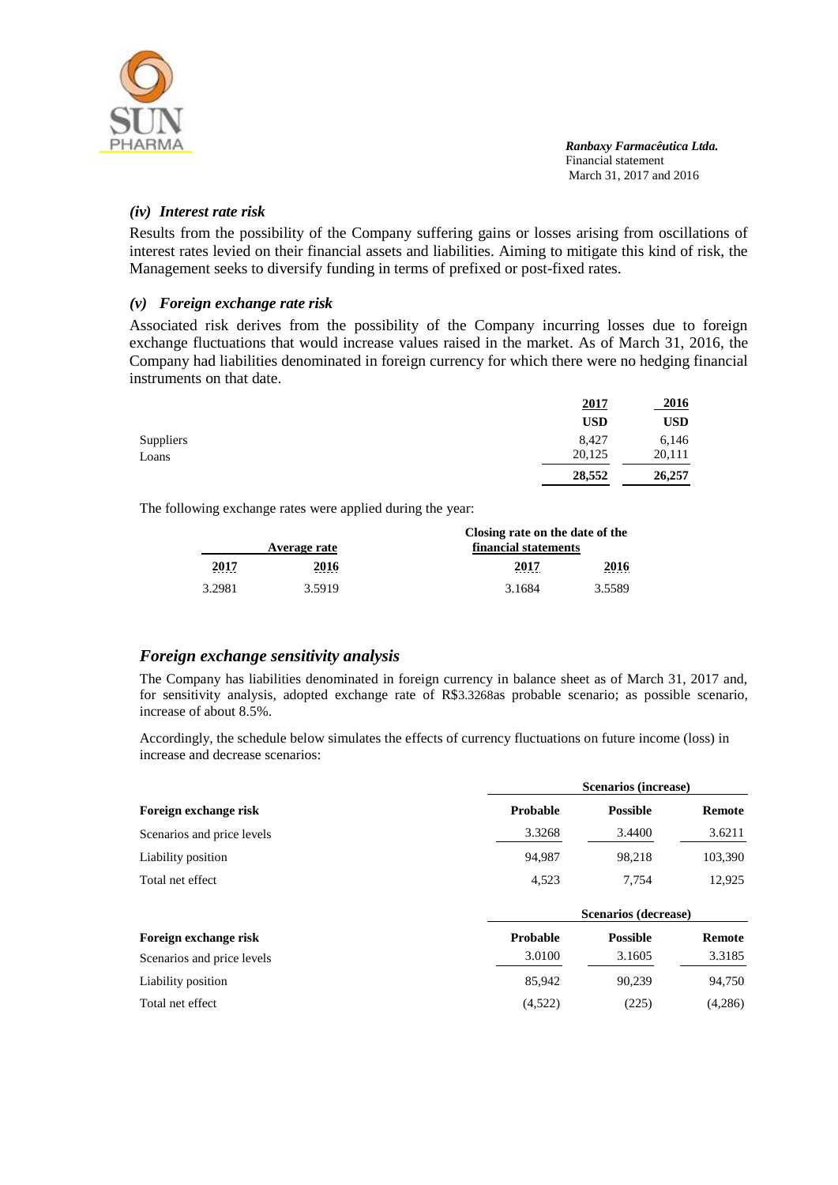#### *(iv) Interest rate risk*

Results from the possibility of the Company suffering gains or losses arising from oscillations of interest rates levied on their financial assets and liabilities. Aiming to mitigate this kind of risk, the Management seeks to diversify funding in terms of prefixed or post-fixed rates.

#### *(v) Foreign exchange rate risk*

Associated risk derives from the possibility of the Company incurring losses due to foreign exchange fluctuations that would increase values raised in the market. As of March 31, 2016, the Company had liabilities denominated in foreign currency for which there were no hedging financial instruments on that date.

| | 2017 | 2016 |
|---|---|---|
| | **USD** | **USD** |
| Suppliers | 8,427 | 6,146 |
| Loans | 20,125 | 20,111 |
| | **28,552** | **26,257** |

The following exchange rates were applied during the year:

| Average rate | | Closing rate on the date of the financial statements | |
|---|---|---|---|
| **2017** | **2016** | **2017** | **2016** |
| 3.2981 | 3.5919 | 3.1684 | 3.5589 |

## *Foreign exchange sensitivity analysis*

The Company has liabilities denominated in foreign currency in balance sheet as of March 31, 2017 and, for sensitivity analysis, adopted exchange rate of R$3.3268as probable scenario; as possible scenario, increase of about 8.5%.

Accordingly, the schedule below simulates the effects of currency fluctuations on future income (loss) in increase and decrease scenarios:

| | Scenarios (increase) | | |
|---|---|---|---|
| **Foreign exchange risk** | **Probable** | **Possible** | **Remote** |
| Scenarios and price levels | 3.3268 | 3.4400 | 3.6211 |
| Liability position | 94,987 | 98,218 | 103,390 |
| Total net effect | 4,523 | 7,754 | 12,925 |

| | Scenarios (decrease) | | |
|---|---|---|---|
| **Foreign exchange risk** | **Probable** | **Possible** | **Remote** |
| Scenarios and price levels | 3.0100 | 3.1605 | 3.3185 |
| Liability position | 85,942 | 90,239 | 94,750 |
| Total net effect | (4,522) | (225) | (4,286) |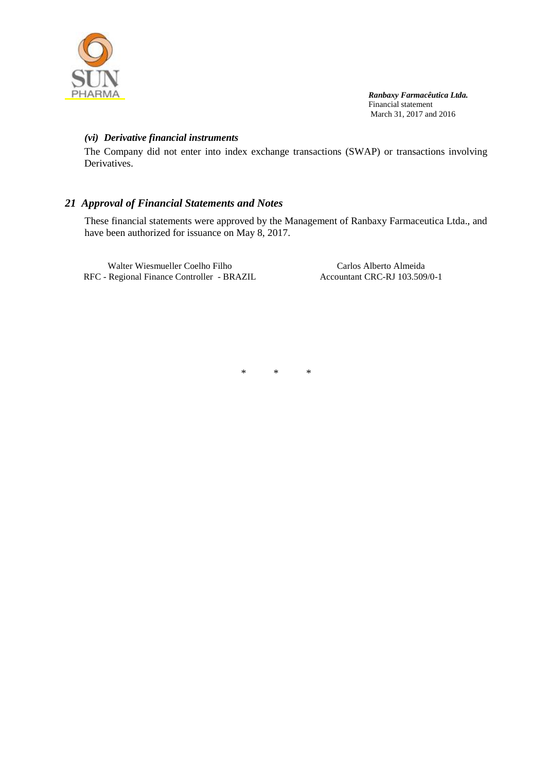### *(vi) Derivative financial instruments*

The Company did not enter into index exchange transactions (SWAP) or transactions involving Derivatives.

## *21 Approval of Financial Statements and Notes*

These financial statements were approved by the Management of Ranbaxy Farmaceutica Ltda., and have been authorized for issuance on May 8, 2017.

| | |
|---|---|
| Walter Wiesmueller Coelho Filho | Carlos Alberto Almeida |
| RFC - Regional Finance Controller - BRAZIL | Accountant CRC-RJ 103.509/0-1 |

\* \* \*